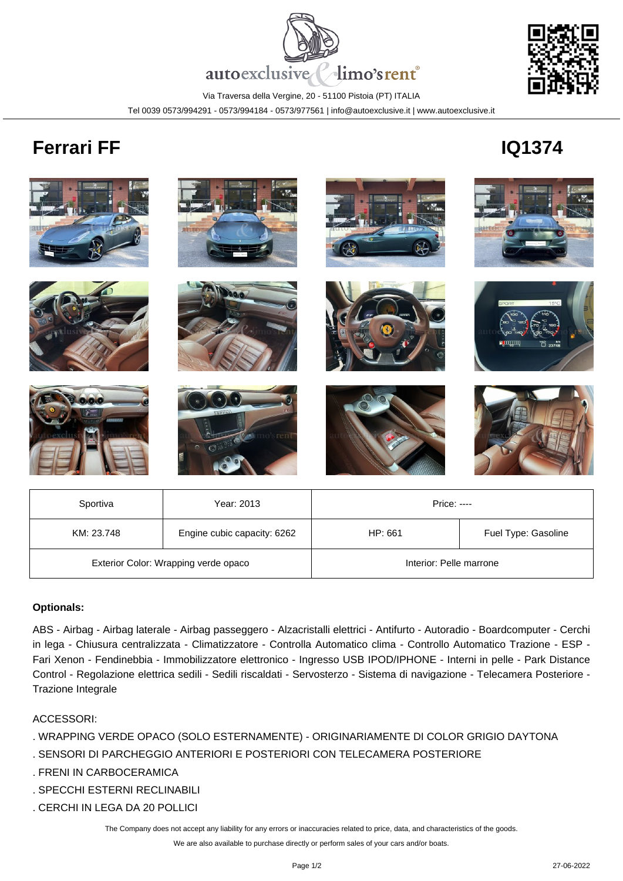autoexclusive limo'srent

Via Traversa della Vergine, 20 - 51100 Pistoia (PT) ITALIA

Tel 0039 0573/994291 - 0573/994184 - 0573/977561 | info@autoexclusive.it | www.autoexclusive.it

# Ferrari FF

# IQ1374

| Sportiva | Year: 2013 | Price: ---- | |
|---|---|---|---|
| KM: 23.748 | Engine cubic capacity: 6262 | HP: 661 | Fuel Type: Gasoline |
| Exterior Color: Wrapping verde opaco | | Interior: Pelle marrone | |

**Optionals:**

ABS - Airbag - Airbag laterale - Airbag passeggero - Alzacristalli elettrici - Antifurto - Autoradio - Boardcomputer - Cerchi in lega - Chiusura centralizzata - Climatizzatore - Controlla Automatico clima - Controllo Automatico Trazione - ESP - Fari Xenon - Fendinebbia - Immobilizzatore elettronico - Ingresso USB IPOD/IPHONE - Interni in pelle - Park Distance Control - Regolazione elettrica sedili - Sedili riscaldati - Servosterzo - Sistema di navigazione - Telecamera Posteriore - Trazione Integrale

ACCESSORI:

. WRAPPING VERDE OPACO (SOLO ESTERNAMENTE) - ORIGINARIAMENTE DI COLOR GRIGIO DAYTONA

. SENSORI DI PARCHEGGIO ANTERIORI E POSTERIORI CON TELECAMERA POSTERIORE

. FRENI IN CARBOCERAMICA

. SPECCHI ESTERNI RECLINABILI

. CERCHI IN LEGA DA 20 POLLICI

The Company does not accept any liability for any errors or inaccuracies related to price, data, and characteristics of the goods.

We are also available to purchase directly or perform sales of your cars and/or boats.

27-06-2022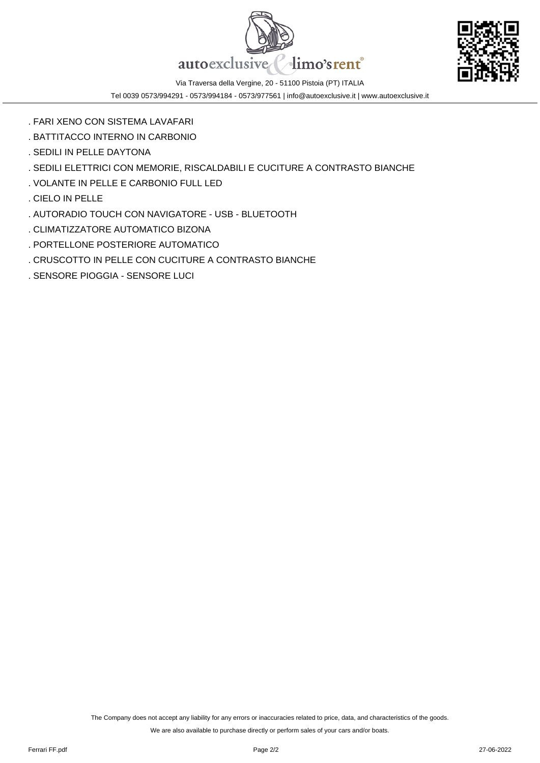. FARI XENO CON SISTEMA LAVAFARI
. BATTITACCO INTERNO IN CARBONIO
. SEDILI IN PELLE DAYTONA
. SEDILI ELETTRICI CON MEMORIE, RISCALDABILI E CUCITURE A CONTRASTO BIANCHE
. VOLANTE IN PELLE E CARBONIO FULL LED
. CIELO IN PELLE
. AUTORADIO TOUCH CON NAVIGATORE - USB - BLUETOOTH
. CLIMATIZZATORE AUTOMATICO BIZONA
. PORTELLONE POSTERIORE AUTOMATICO
. CRUSCOTTO IN PELLE CON CUCITURE A CONTRASTO BIANCHE
. SENSORE PIOGGIA - SENSORE LUCI